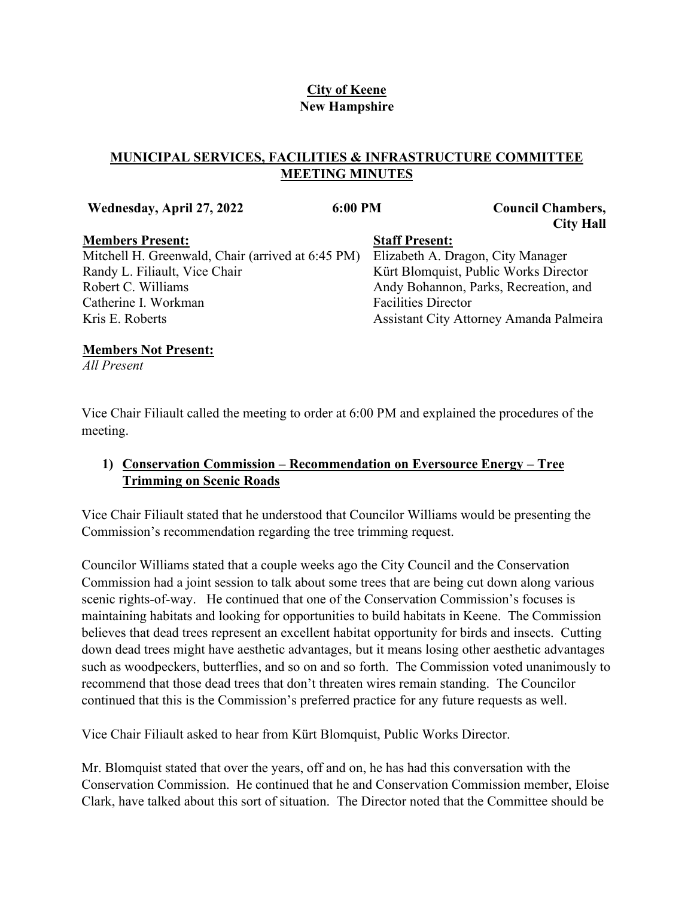**City of Keene**
**New Hampshire**

## MUNICIPAL SERVICES, FACILITIES & INFRASTRUCTURE COMMITTEE MEETING MINUTES

| Wednesday, April 27, 2022 | 6:00 PM | Council Chambers, City Hall |
|---|---|---|

| **Members Present:** | **Staff Present:** |
|---|---|
| Mitchell H. Greenwald, Chair (arrived at 6:45 PM) | Elizabeth A. Dragon, City Manager |
| Randy L. Filiault, Vice Chair | Kürt Blomquist, Public Works Director |
| Robert C. Williams | Andy Bohannon, Parks, Recreation, and Facilities Director |
| Catherine I. Workman | Assistant City Attorney Amanda Palmeira |
| Kris E. Roberts | |

**Members Not Present:**
*All Present*

Vice Chair Filiault called the meeting to order at 6:00 PM and explained the procedures of the meeting.

### 1) Conservation Commission – Recommendation on Eversource Energy – Tree Trimming on Scenic Roads

Vice Chair Filiault stated that he understood that Councilor Williams would be presenting the Commission's recommendation regarding the tree trimming request.

Councilor Williams stated that a couple weeks ago the City Council and the Conservation Commission had a joint session to talk about some trees that are being cut down along various scenic rights-of-way. He continued that one of the Conservation Commission's focuses is maintaining habitats and looking for opportunities to build habitats in Keene. The Commission believes that dead trees represent an excellent habitat opportunity for birds and insects. Cutting down dead trees might have aesthetic advantages, but it means losing other aesthetic advantages such as woodpeckers, butterflies, and so on and so forth. The Commission voted unanimously to recommend that those dead trees that don't threaten wires remain standing. The Councilor continued that this is the Commission's preferred practice for any future requests as well.

Vice Chair Filiault asked to hear from Kürt Blomquist, Public Works Director.

Mr. Blomquist stated that over the years, off and on, he has had this conversation with the Conservation Commission. He continued that he and Conservation Commission member, Eloise Clark, have talked about this sort of situation. The Director noted that the Committee should be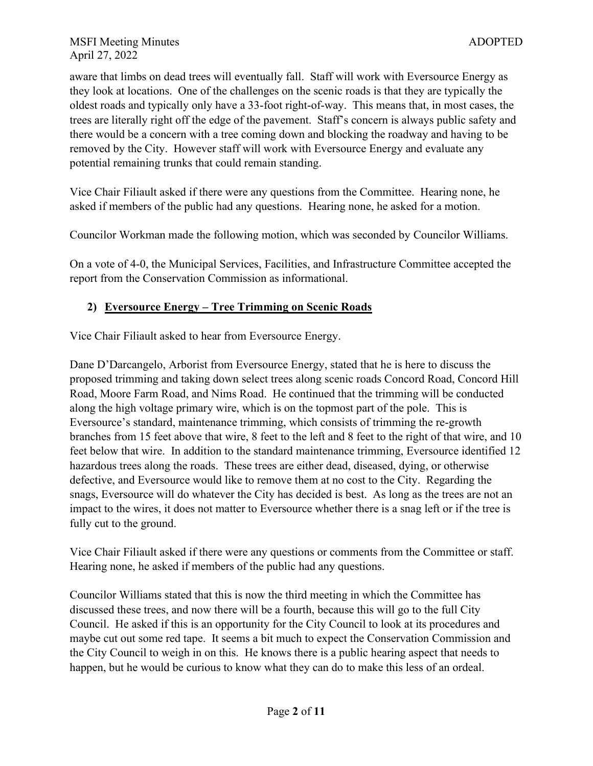aware that limbs on dead trees will eventually fall. Staff will work with Eversource Energy as they look at locations. One of the challenges on the scenic roads is that they are typically the oldest roads and typically only have a 33-foot right-of-way. This means that, in most cases, the trees are literally right off the edge of the pavement. Staff's concern is always public safety and there would be a concern with a tree coming down and blocking the roadway and having to be removed by the City. However staff will work with Eversource Energy and evaluate any potential remaining trunks that could remain standing.

Vice Chair Filiault asked if there were any questions from the Committee. Hearing none, he asked if members of the public had any questions. Hearing none, he asked for a motion.

Councilor Workman made the following motion, which was seconded by Councilor Williams.

On a vote of 4-0, the Municipal Services, Facilities, and Infrastructure Committee accepted the report from the Conservation Commission as informational.

## 2) Eversource Energy – Tree Trimming on Scenic Roads

Vice Chair Filiault asked to hear from Eversource Energy.

Dane D'Darcangelo, Arborist from Eversource Energy, stated that he is here to discuss the proposed trimming and taking down select trees along scenic roads Concord Road, Concord Hill Road, Moore Farm Road, and Nims Road. He continued that the trimming will be conducted along the high voltage primary wire, which is on the topmost part of the pole. This is Eversource's standard, maintenance trimming, which consists of trimming the re-growth branches from 15 feet above that wire, 8 feet to the left and 8 feet to the right of that wire, and 10 feet below that wire. In addition to the standard maintenance trimming, Eversource identified 12 hazardous trees along the roads. These trees are either dead, diseased, dying, or otherwise defective, and Eversource would like to remove them at no cost to the City. Regarding the snags, Eversource will do whatever the City has decided is best. As long as the trees are not an impact to the wires, it does not matter to Eversource whether there is a snag left or if the tree is fully cut to the ground.

Vice Chair Filiault asked if there were any questions or comments from the Committee or staff. Hearing none, he asked if members of the public had any questions.

Councilor Williams stated that this is now the third meeting in which the Committee has discussed these trees, and now there will be a fourth, because this will go to the full City Council. He asked if this is an opportunity for the City Council to look at its procedures and maybe cut out some red tape. It seems a bit much to expect the Conservation Commission and the City Council to weigh in on this. He knows there is a public hearing aspect that needs to happen, but he would be curious to know what they can do to make this less of an ordeal.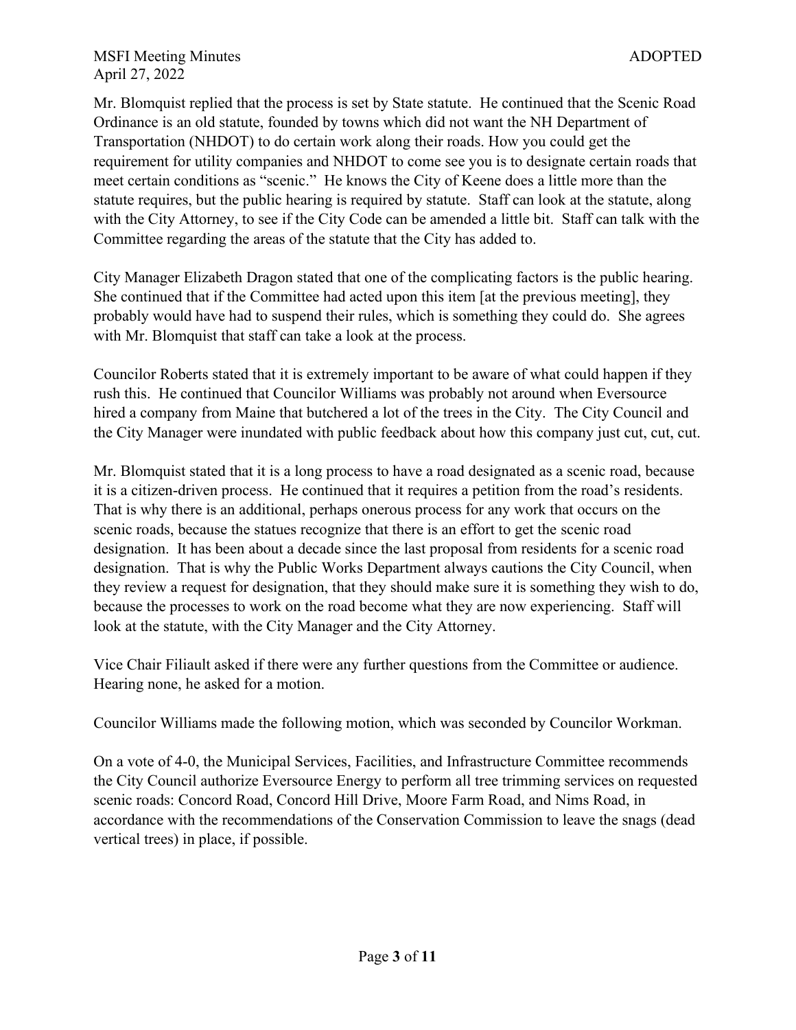Mr. Blomquist replied that the process is set by State statute. He continued that the Scenic Road Ordinance is an old statute, founded by towns which did not want the NH Department of Transportation (NHDOT) to do certain work along their roads. How you could get the requirement for utility companies and NHDOT to come see you is to designate certain roads that meet certain conditions as "scenic." He knows the City of Keene does a little more than the statute requires, but the public hearing is required by statute. Staff can look at the statute, along with the City Attorney, to see if the City Code can be amended a little bit. Staff can talk with the Committee regarding the areas of the statute that the City has added to.

City Manager Elizabeth Dragon stated that one of the complicating factors is the public hearing. She continued that if the Committee had acted upon this item [at the previous meeting], they probably would have had to suspend their rules, which is something they could do. She agrees with Mr. Blomquist that staff can take a look at the process.

Councilor Roberts stated that it is extremely important to be aware of what could happen if they rush this. He continued that Councilor Williams was probably not around when Eversource hired a company from Maine that butchered a lot of the trees in the City. The City Council and the City Manager were inundated with public feedback about how this company just cut, cut, cut.

Mr. Blomquist stated that it is a long process to have a road designated as a scenic road, because it is a citizen-driven process. He continued that it requires a petition from the road's residents. That is why there is an additional, perhaps onerous process for any work that occurs on the scenic roads, because the statues recognize that there is an effort to get the scenic road designation. It has been about a decade since the last proposal from residents for a scenic road designation. That is why the Public Works Department always cautions the City Council, when they review a request for designation, that they should make sure it is something they wish to do, because the processes to work on the road become what they are now experiencing. Staff will look at the statute, with the City Manager and the City Attorney.

Vice Chair Filiault asked if there were any further questions from the Committee or audience. Hearing none, he asked for a motion.

Councilor Williams made the following motion, which was seconded by Councilor Workman.

On a vote of 4-0, the Municipal Services, Facilities, and Infrastructure Committee recommends the City Council authorize Eversource Energy to perform all tree trimming services on requested scenic roads: Concord Road, Concord Hill Drive, Moore Farm Road, and Nims Road, in accordance with the recommendations of the Conservation Commission to leave the snags (dead vertical trees) in place, if possible.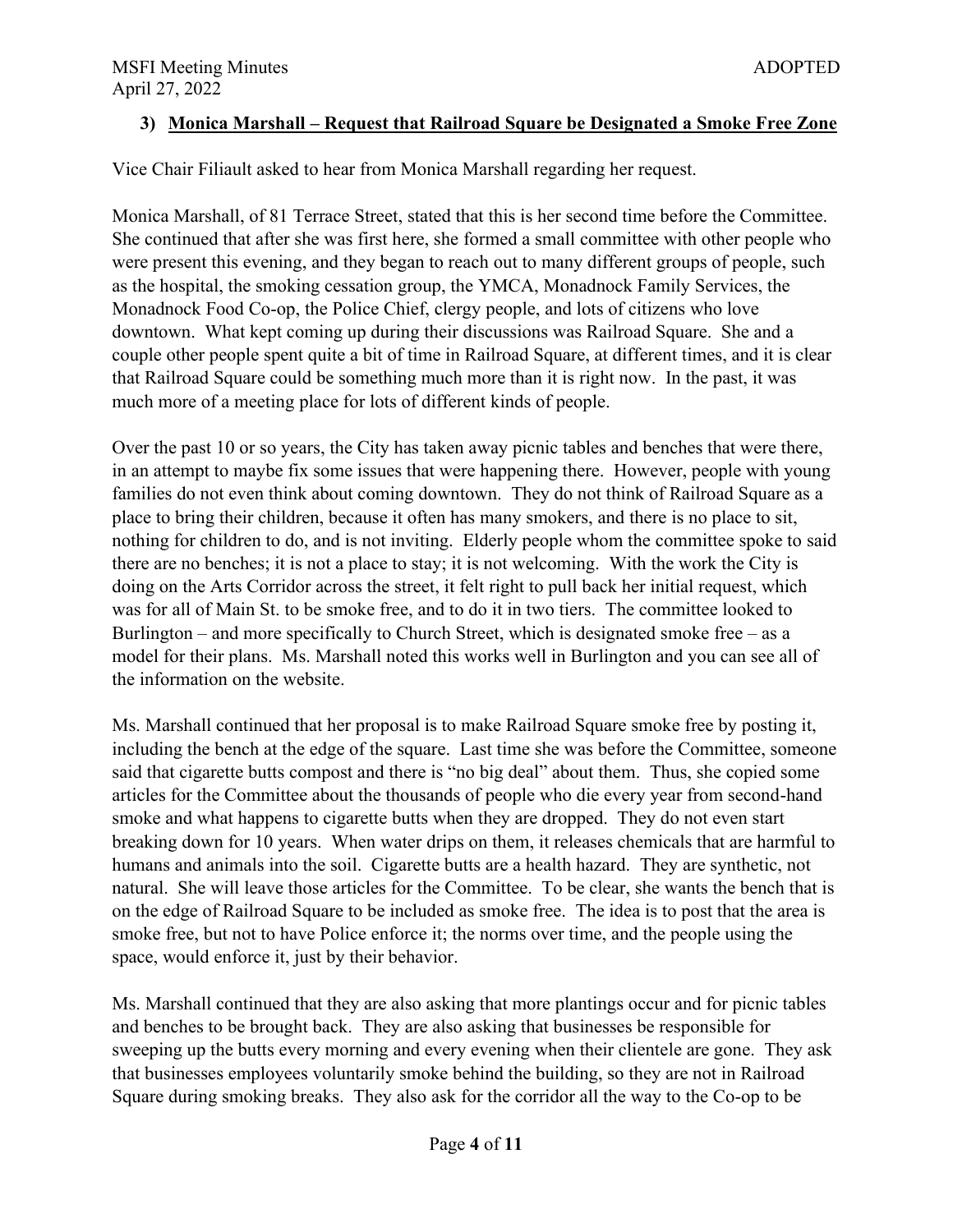### 3) Monica Marshall – Request that Railroad Square be Designated a Smoke Free Zone

Vice Chair Filiault asked to hear from Monica Marshall regarding her request.

Monica Marshall, of 81 Terrace Street, stated that this is her second time before the Committee. She continued that after she was first here, she formed a small committee with other people who were present this evening, and they began to reach out to many different groups of people, such as the hospital, the smoking cessation group, the YMCA, Monadnock Family Services, the Monadnock Food Co-op, the Police Chief, clergy people, and lots of citizens who love downtown. What kept coming up during their discussions was Railroad Square. She and a couple other people spent quite a bit of time in Railroad Square, at different times, and it is clear that Railroad Square could be something much more than it is right now. In the past, it was much more of a meeting place for lots of different kinds of people.

Over the past 10 or so years, the City has taken away picnic tables and benches that were there, in an attempt to maybe fix some issues that were happening there. However, people with young families do not even think about coming downtown. They do not think of Railroad Square as a place to bring their children, because it often has many smokers, and there is no place to sit, nothing for children to do, and is not inviting. Elderly people whom the committee spoke to said there are no benches; it is not a place to stay; it is not welcoming. With the work the City is doing on the Arts Corridor across the street, it felt right to pull back her initial request, which was for all of Main St. to be smoke free, and to do it in two tiers. The committee looked to Burlington – and more specifically to Church Street, which is designated smoke free – as a model for their plans. Ms. Marshall noted this works well in Burlington and you can see all of the information on the website.

Ms. Marshall continued that her proposal is to make Railroad Square smoke free by posting it, including the bench at the edge of the square. Last time she was before the Committee, someone said that cigarette butts compost and there is "no big deal" about them. Thus, she copied some articles for the Committee about the thousands of people who die every year from second-hand smoke and what happens to cigarette butts when they are dropped. They do not even start breaking down for 10 years. When water drips on them, it releases chemicals that are harmful to humans and animals into the soil. Cigarette butts are a health hazard. They are synthetic, not natural. She will leave those articles for the Committee. To be clear, she wants the bench that is on the edge of Railroad Square to be included as smoke free. The idea is to post that the area is smoke free, but not to have Police enforce it; the norms over time, and the people using the space, would enforce it, just by their behavior.

Ms. Marshall continued that they are also asking that more plantings occur and for picnic tables and benches to be brought back. They are also asking that businesses be responsible for sweeping up the butts every morning and every evening when their clientele are gone. They ask that businesses employees voluntarily smoke behind the building, so they are not in Railroad Square during smoking breaks. They also ask for the corridor all the way to the Co-op to be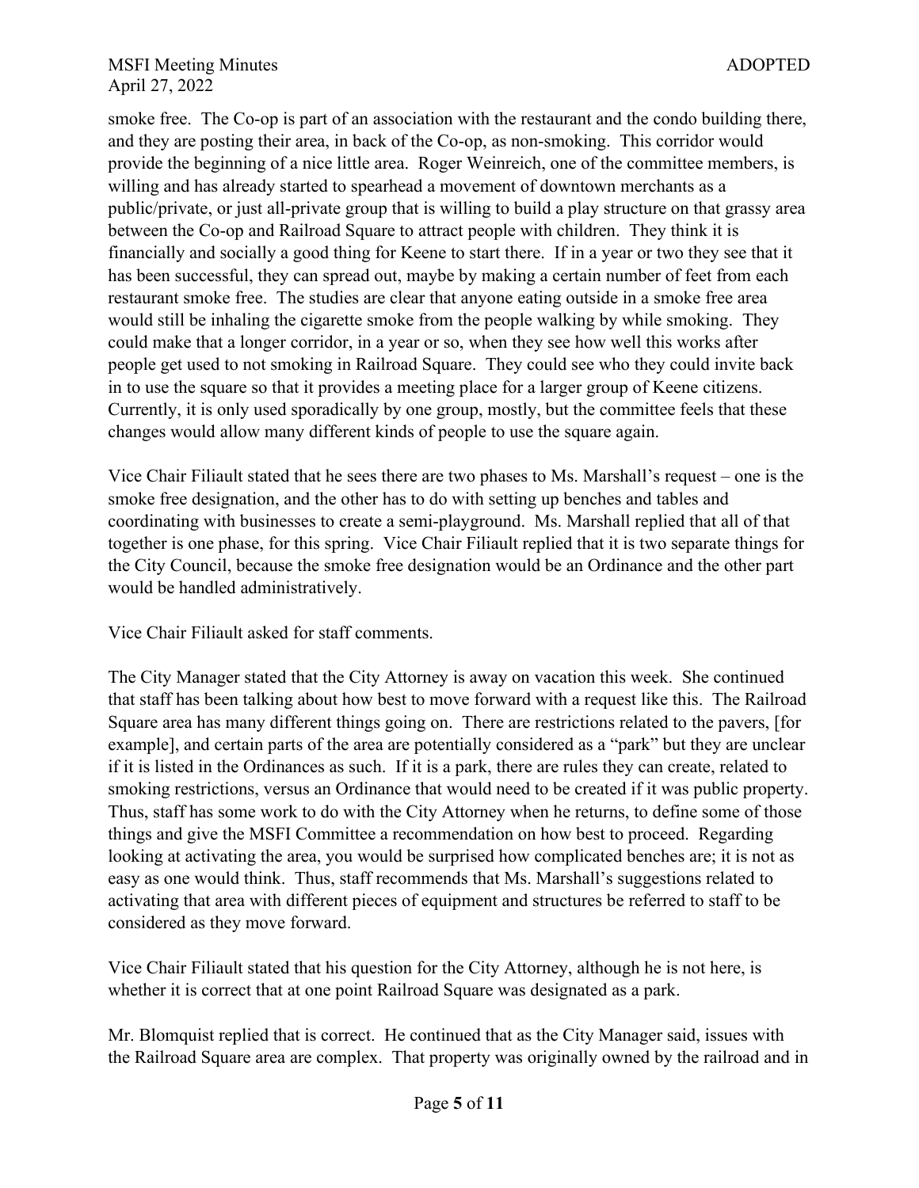smoke free. The Co-op is part of an association with the restaurant and the condo building there, and they are posting their area, in back of the Co-op, as non-smoking. This corridor would provide the beginning of a nice little area. Roger Weinreich, one of the committee members, is willing and has already started to spearhead a movement of downtown merchants as a public/private, or just all-private group that is willing to build a play structure on that grassy area between the Co-op and Railroad Square to attract people with children. They think it is financially and socially a good thing for Keene to start there. If in a year or two they see that it has been successful, they can spread out, maybe by making a certain number of feet from each restaurant smoke free. The studies are clear that anyone eating outside in a smoke free area would still be inhaling the cigarette smoke from the people walking by while smoking. They could make that a longer corridor, in a year or so, when they see how well this works after people get used to not smoking in Railroad Square. They could see who they could invite back in to use the square so that it provides a meeting place for a larger group of Keene citizens. Currently, it is only used sporadically by one group, mostly, but the committee feels that these changes would allow many different kinds of people to use the square again.

Vice Chair Filiault stated that he sees there are two phases to Ms. Marshall's request – one is the smoke free designation, and the other has to do with setting up benches and tables and coordinating with businesses to create a semi-playground. Ms. Marshall replied that all of that together is one phase, for this spring. Vice Chair Filiault replied that it is two separate things for the City Council, because the smoke free designation would be an Ordinance and the other part would be handled administratively.

Vice Chair Filiault asked for staff comments.

The City Manager stated that the City Attorney is away on vacation this week. She continued that staff has been talking about how best to move forward with a request like this. The Railroad Square area has many different things going on. There are restrictions related to the pavers, [for example], and certain parts of the area are potentially considered as a "park" but they are unclear if it is listed in the Ordinances as such. If it is a park, there are rules they can create, related to smoking restrictions, versus an Ordinance that would need to be created if it was public property. Thus, staff has some work to do with the City Attorney when he returns, to define some of those things and give the MSFI Committee a recommendation on how best to proceed. Regarding looking at activating the area, you would be surprised how complicated benches are; it is not as easy as one would think. Thus, staff recommends that Ms. Marshall's suggestions related to activating that area with different pieces of equipment and structures be referred to staff to be considered as they move forward.

Vice Chair Filiault stated that his question for the City Attorney, although he is not here, is whether it is correct that at one point Railroad Square was designated as a park.

Mr. Blomquist replied that is correct. He continued that as the City Manager said, issues with the Railroad Square area are complex. That property was originally owned by the railroad and in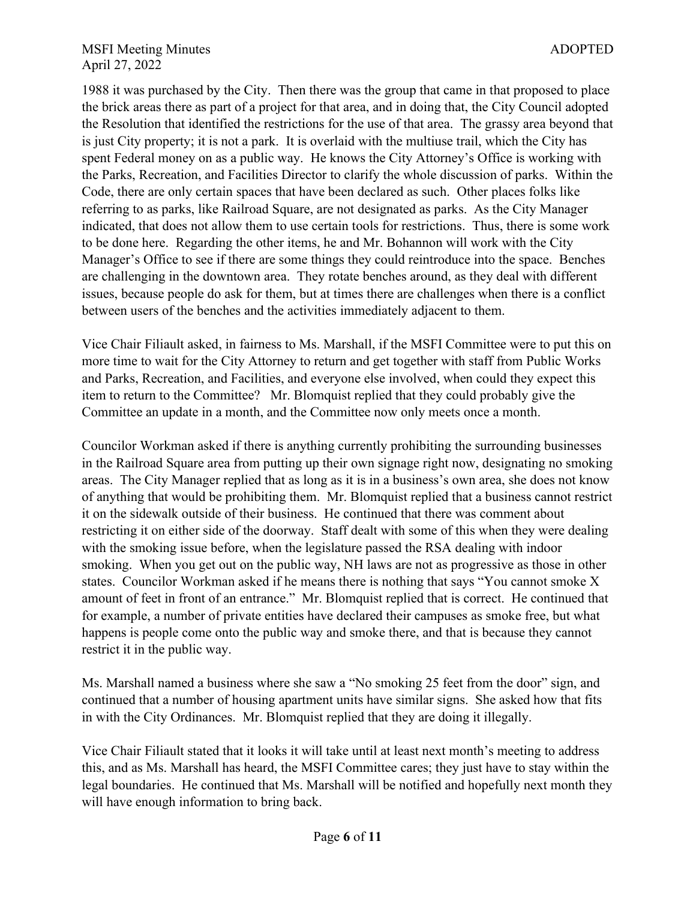1988 it was purchased by the City. Then there was the group that came in that proposed to place the brick areas there as part of a project for that area, and in doing that, the City Council adopted the Resolution that identified the restrictions for the use of that area. The grassy area beyond that is just City property; it is not a park. It is overlaid with the multiuse trail, which the City has spent Federal money on as a public way. He knows the City Attorney's Office is working with the Parks, Recreation, and Facilities Director to clarify the whole discussion of parks. Within the Code, there are only certain spaces that have been declared as such. Other places folks like referring to as parks, like Railroad Square, are not designated as parks. As the City Manager indicated, that does not allow them to use certain tools for restrictions. Thus, there is some work to be done here. Regarding the other items, he and Mr. Bohannon will work with the City Manager's Office to see if there are some things they could reintroduce into the space. Benches are challenging in the downtown area. They rotate benches around, as they deal with different issues, because people do ask for them, but at times there are challenges when there is a conflict between users of the benches and the activities immediately adjacent to them.

Vice Chair Filiault asked, in fairness to Ms. Marshall, if the MSFI Committee were to put this on more time to wait for the City Attorney to return and get together with staff from Public Works and Parks, Recreation, and Facilities, and everyone else involved, when could they expect this item to return to the Committee? Mr. Blomquist replied that they could probably give the Committee an update in a month, and the Committee now only meets once a month.

Councilor Workman asked if there is anything currently prohibiting the surrounding businesses in the Railroad Square area from putting up their own signage right now, designating no smoking areas. The City Manager replied that as long as it is in a business's own area, she does not know of anything that would be prohibiting them. Mr. Blomquist replied that a business cannot restrict it on the sidewalk outside of their business. He continued that there was comment about restricting it on either side of the doorway. Staff dealt with some of this when they were dealing with the smoking issue before, when the legislature passed the RSA dealing with indoor smoking. When you get out on the public way, NH laws are not as progressive as those in other states. Councilor Workman asked if he means there is nothing that says "You cannot smoke X amount of feet in front of an entrance." Mr. Blomquist replied that is correct. He continued that for example, a number of private entities have declared their campuses as smoke free, but what happens is people come onto the public way and smoke there, and that is because they cannot restrict it in the public way.

Ms. Marshall named a business where she saw a "No smoking 25 feet from the door" sign, and continued that a number of housing apartment units have similar signs. She asked how that fits in with the City Ordinances. Mr. Blomquist replied that they are doing it illegally.

Vice Chair Filiault stated that it looks it will take until at least next month's meeting to address this, and as Ms. Marshall has heard, the MSFI Committee cares; they just have to stay within the legal boundaries. He continued that Ms. Marshall will be notified and hopefully next month they will have enough information to bring back.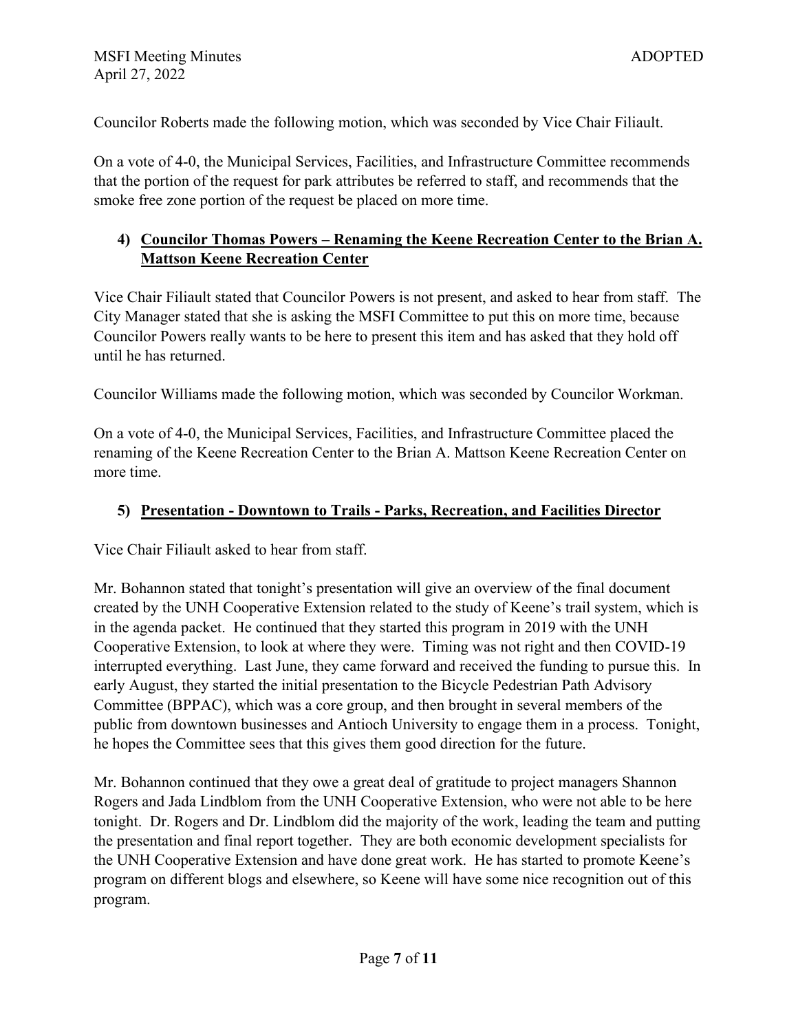Councilor Roberts made the following motion, which was seconded by Vice Chair Filiault.

On a vote of 4-0, the Municipal Services, Facilities, and Infrastructure Committee recommends that the portion of the request for park attributes be referred to staff, and recommends that the smoke free zone portion of the request be placed on more time.

### 4) Councilor Thomas Powers – Renaming the Keene Recreation Center to the Brian A. Mattson Keene Recreation Center

Vice Chair Filiault stated that Councilor Powers is not present, and asked to hear from staff. The City Manager stated that she is asking the MSFI Committee to put this on more time, because Councilor Powers really wants to be here to present this item and has asked that they hold off until he has returned.

Councilor Williams made the following motion, which was seconded by Councilor Workman.

On a vote of 4-0, the Municipal Services, Facilities, and Infrastructure Committee placed the renaming of the Keene Recreation Center to the Brian A. Mattson Keene Recreation Center on more time.

### 5) Presentation - Downtown to Trails - Parks, Recreation, and Facilities Director

Vice Chair Filiault asked to hear from staff.

Mr. Bohannon stated that tonight's presentation will give an overview of the final document created by the UNH Cooperative Extension related to the study of Keene's trail system, which is in the agenda packet. He continued that they started this program in 2019 with the UNH Cooperative Extension, to look at where they were. Timing was not right and then COVID-19 interrupted everything. Last June, they came forward and received the funding to pursue this. In early August, they started the initial presentation to the Bicycle Pedestrian Path Advisory Committee (BPPAC), which was a core group, and then brought in several members of the public from downtown businesses and Antioch University to engage them in a process. Tonight, he hopes the Committee sees that this gives them good direction for the future.

Mr. Bohannon continued that they owe a great deal of gratitude to project managers Shannon Rogers and Jada Lindblom from the UNH Cooperative Extension, who were not able to be here tonight. Dr. Rogers and Dr. Lindblom did the majority of the work, leading the team and putting the presentation and final report together. They are both economic development specialists for the UNH Cooperative Extension and have done great work. He has started to promote Keene's program on different blogs and elsewhere, so Keene will have some nice recognition out of this program.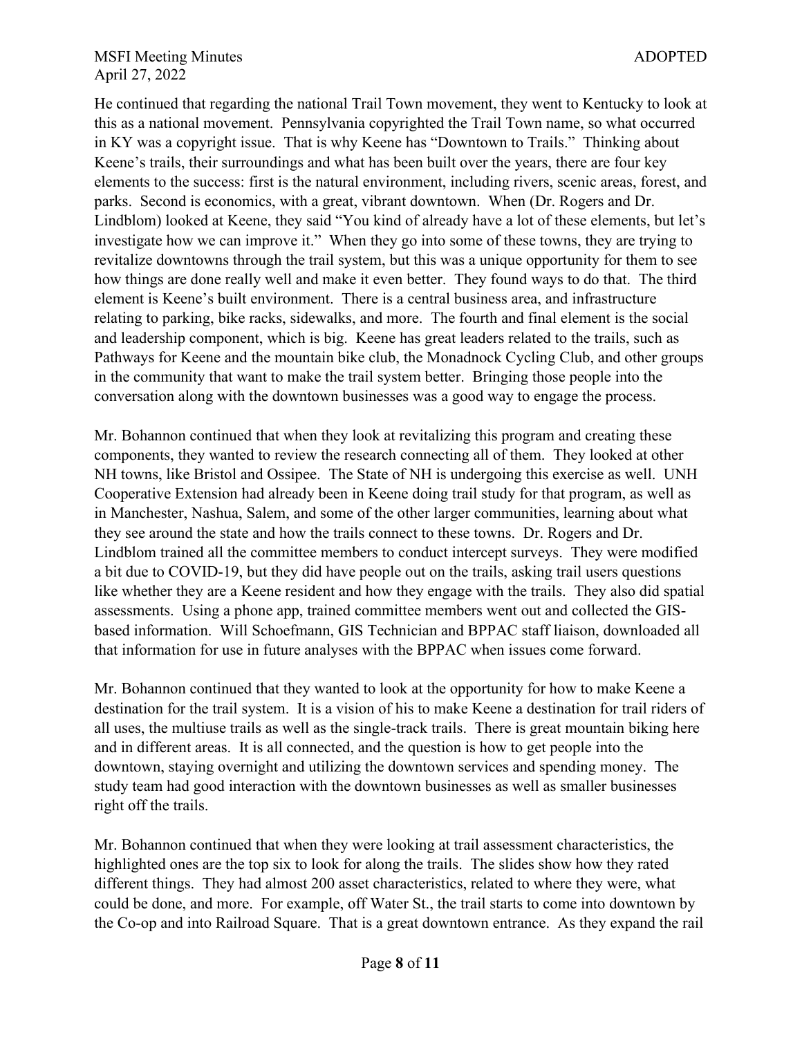He continued that regarding the national Trail Town movement, they went to Kentucky to look at this as a national movement. Pennsylvania copyrighted the Trail Town name, so what occurred in KY was a copyright issue. That is why Keene has "Downtown to Trails." Thinking about Keene's trails, their surroundings and what has been built over the years, there are four key elements to the success: first is the natural environment, including rivers, scenic areas, forest, and parks. Second is economics, with a great, vibrant downtown. When (Dr. Rogers and Dr. Lindblom) looked at Keene, they said "You kind of already have a lot of these elements, but let's investigate how we can improve it." When they go into some of these towns, they are trying to revitalize downtowns through the trail system, but this was a unique opportunity for them to see how things are done really well and make it even better. They found ways to do that. The third element is Keene's built environment. There is a central business area, and infrastructure relating to parking, bike racks, sidewalks, and more. The fourth and final element is the social and leadership component, which is big. Keene has great leaders related to the trails, such as Pathways for Keene and the mountain bike club, the Monadnock Cycling Club, and other groups in the community that want to make the trail system better. Bringing those people into the conversation along with the downtown businesses was a good way to engage the process.

Mr. Bohannon continued that when they look at revitalizing this program and creating these components, they wanted to review the research connecting all of them. They looked at other NH towns, like Bristol and Ossipee. The State of NH is undergoing this exercise as well. UNH Cooperative Extension had already been in Keene doing trail study for that program, as well as in Manchester, Nashua, Salem, and some of the other larger communities, learning about what they see around the state and how the trails connect to these towns. Dr. Rogers and Dr. Lindblom trained all the committee members to conduct intercept surveys. They were modified a bit due to COVID-19, but they did have people out on the trails, asking trail users questions like whether they are a Keene resident and how they engage with the trails. They also did spatial assessments. Using a phone app, trained committee members went out and collected the GIS-based information. Will Schoefmann, GIS Technician and BPPAC staff liaison, downloaded all that information for use in future analyses with the BPPAC when issues come forward.

Mr. Bohannon continued that they wanted to look at the opportunity for how to make Keene a destination for the trail system. It is a vision of his to make Keene a destination for trail riders of all uses, the multiuse trails as well as the single-track trails. There is great mountain biking here and in different areas. It is all connected, and the question is how to get people into the downtown, staying overnight and utilizing the downtown services and spending money. The study team had good interaction with the downtown businesses as well as smaller businesses right off the trails.

Mr. Bohannon continued that when they were looking at trail assessment characteristics, the highlighted ones are the top six to look for along the trails. The slides show how they rated different things. They had almost 200 asset characteristics, related to where they were, what could be done, and more. For example, off Water St., the trail starts to come into downtown by the Co-op and into Railroad Square. That is a great downtown entrance. As they expand the rail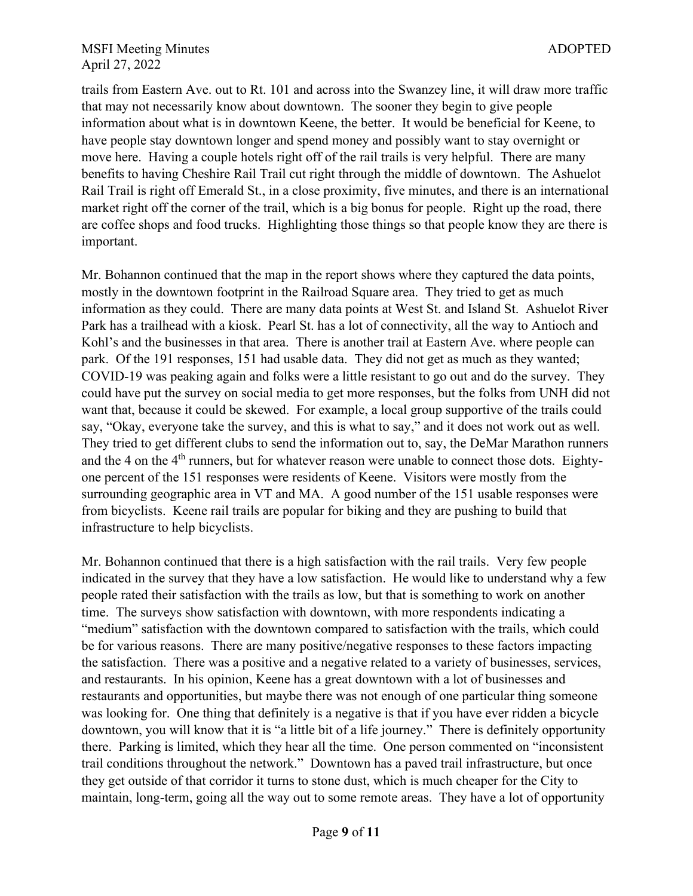trails from Eastern Ave. out to Rt. 101 and across into the Swanzey line, it will draw more traffic that may not necessarily know about downtown. The sooner they begin to give people information about what is in downtown Keene, the better. It would be beneficial for Keene, to have people stay downtown longer and spend money and possibly want to stay overnight or move here. Having a couple hotels right off of the rail trails is very helpful. There are many benefits to having Cheshire Rail Trail cut right through the middle of downtown. The Ashuelot Rail Trail is right off Emerald St., in a close proximity, five minutes, and there is an international market right off the corner of the trail, which is a big bonus for people. Right up the road, there are coffee shops and food trucks. Highlighting those things so that people know they are there is important.

Mr. Bohannon continued that the map in the report shows where they captured the data points, mostly in the downtown footprint in the Railroad Square area. They tried to get as much information as they could. There are many data points at West St. and Island St. Ashuelot River Park has a trailhead with a kiosk. Pearl St. has a lot of connectivity, all the way to Antioch and Kohl's and the businesses in that area. There is another trail at Eastern Ave. where people can park. Of the 191 responses, 151 had usable data. They did not get as much as they wanted; COVID-19 was peaking again and folks were a little resistant to go out and do the survey. They could have put the survey on social media to get more responses, but the folks from UNH did not want that, because it could be skewed. For example, a local group supportive of the trails could say, "Okay, everyone take the survey, and this is what to say," and it does not work out as well. They tried to get different clubs to send the information out to, say, the DeMar Marathon runners and the 4 on the 4th runners, but for whatever reason were unable to connect those dots. Eighty-one percent of the 151 responses were residents of Keene. Visitors were mostly from the surrounding geographic area in VT and MA. A good number of the 151 usable responses were from bicyclists. Keene rail trails are popular for biking and they are pushing to build that infrastructure to help bicyclists.

Mr. Bohannon continued that there is a high satisfaction with the rail trails. Very few people indicated in the survey that they have a low satisfaction. He would like to understand why a few people rated their satisfaction with the trails as low, but that is something to work on another time. The surveys show satisfaction with downtown, with more respondents indicating a "medium" satisfaction with the downtown compared to satisfaction with the trails, which could be for various reasons. There are many positive/negative responses to these factors impacting the satisfaction. There was a positive and a negative related to a variety of businesses, services, and restaurants. In his opinion, Keene has a great downtown with a lot of businesses and restaurants and opportunities, but maybe there was not enough of one particular thing someone was looking for. One thing that definitely is a negative is that if you have ever ridden a bicycle downtown, you will know that it is "a little bit of a life journey." There is definitely opportunity there. Parking is limited, which they hear all the time. One person commented on "inconsistent trail conditions throughout the network." Downtown has a paved trail infrastructure, but once they get outside of that corridor it turns to stone dust, which is much cheaper for the City to maintain, long-term, going all the way out to some remote areas. They have a lot of opportunity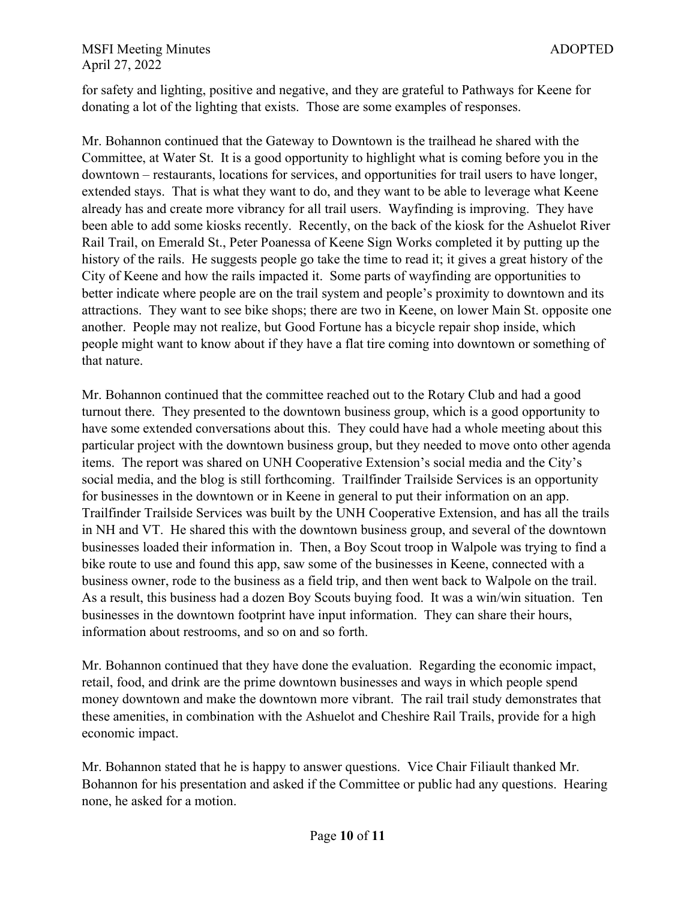for safety and lighting, positive and negative, and they are grateful to Pathways for Keene for donating a lot of the lighting that exists. Those are some examples of responses.

Mr. Bohannon continued that the Gateway to Downtown is the trailhead he shared with the Committee, at Water St. It is a good opportunity to highlight what is coming before you in the downtown – restaurants, locations for services, and opportunities for trail users to have longer, extended stays. That is what they want to do, and they want to be able to leverage what Keene already has and create more vibrancy for all trail users. Wayfinding is improving. They have been able to add some kiosks recently. Recently, on the back of the kiosk for the Ashuelot River Rail Trail, on Emerald St., Peter Poanessa of Keene Sign Works completed it by putting up the history of the rails. He suggests people go take the time to read it; it gives a great history of the City of Keene and how the rails impacted it. Some parts of wayfinding are opportunities to better indicate where people are on the trail system and people's proximity to downtown and its attractions. They want to see bike shops; there are two in Keene, on lower Main St. opposite one another. People may not realize, but Good Fortune has a bicycle repair shop inside, which people might want to know about if they have a flat tire coming into downtown or something of that nature.

Mr. Bohannon continued that the committee reached out to the Rotary Club and had a good turnout there. They presented to the downtown business group, which is a good opportunity to have some extended conversations about this. They could have had a whole meeting about this particular project with the downtown business group, but they needed to move onto other agenda items. The report was shared on UNH Cooperative Extension's social media and the City's social media, and the blog is still forthcoming. Trailfinder Trailside Services is an opportunity for businesses in the downtown or in Keene in general to put their information on an app. Trailfinder Trailside Services was built by the UNH Cooperative Extension, and has all the trails in NH and VT. He shared this with the downtown business group, and several of the downtown businesses loaded their information in. Then, a Boy Scout troop in Walpole was trying to find a bike route to use and found this app, saw some of the businesses in Keene, connected with a business owner, rode to the business as a field trip, and then went back to Walpole on the trail. As a result, this business had a dozen Boy Scouts buying food. It was a win/win situation. Ten businesses in the downtown footprint have input information. They can share their hours, information about restrooms, and so on and so forth.

Mr. Bohannon continued that they have done the evaluation. Regarding the economic impact, retail, food, and drink are the prime downtown businesses and ways in which people spend money downtown and make the downtown more vibrant. The rail trail study demonstrates that these amenities, in combination with the Ashuelot and Cheshire Rail Trails, provide for a high economic impact.

Mr. Bohannon stated that he is happy to answer questions. Vice Chair Filiault thanked Mr. Bohannon for his presentation and asked if the Committee or public had any questions. Hearing none, he asked for a motion.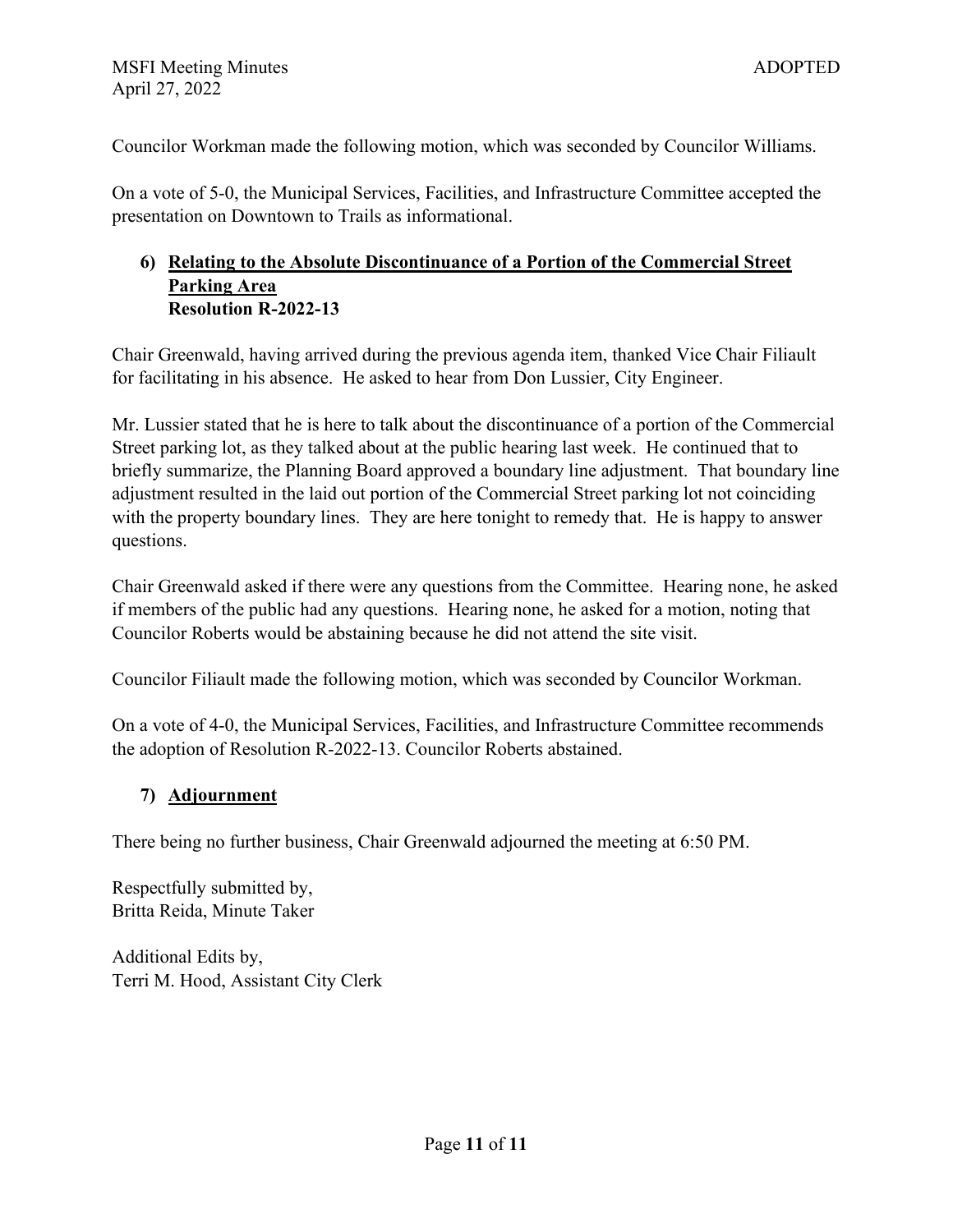Councilor Workman made the following motion, which was seconded by Councilor Williams.

On a vote of 5-0, the Municipal Services, Facilities, and Infrastructure Committee accepted the presentation on Downtown to Trails as informational.

### 6) <u>Relating to the Absolute Discontinuance of a Portion of the Commercial Street Parking Area</u> **Resolution R-2022-13**

Chair Greenwald, having arrived during the previous agenda item, thanked Vice Chair Filiault for facilitating in his absence. He asked to hear from Don Lussier, City Engineer.

Mr. Lussier stated that he is here to talk about the discontinuance of a portion of the Commercial Street parking lot, as they talked about at the public hearing last week. He continued that to briefly summarize, the Planning Board approved a boundary line adjustment. That boundary line adjustment resulted in the laid out portion of the Commercial Street parking lot not coinciding with the property boundary lines. They are here tonight to remedy that. He is happy to answer questions.

Chair Greenwald asked if there were any questions from the Committee. Hearing none, he asked if members of the public had any questions. Hearing none, he asked for a motion, noting that Councilor Roberts would be abstaining because he did not attend the site visit.

Councilor Filiault made the following motion, which was seconded by Councilor Workman.

On a vote of 4-0, the Municipal Services, Facilities, and Infrastructure Committee recommends the adoption of Resolution R-2022-13. Councilor Roberts abstained.

### 7) <u>Adjournment</u>

There being no further business, Chair Greenwald adjourned the meeting at 6:50 PM.

Respectfully submitted by,
Britta Reida, Minute Taker

Additional Edits by,
Terri M. Hood, Assistant City Clerk